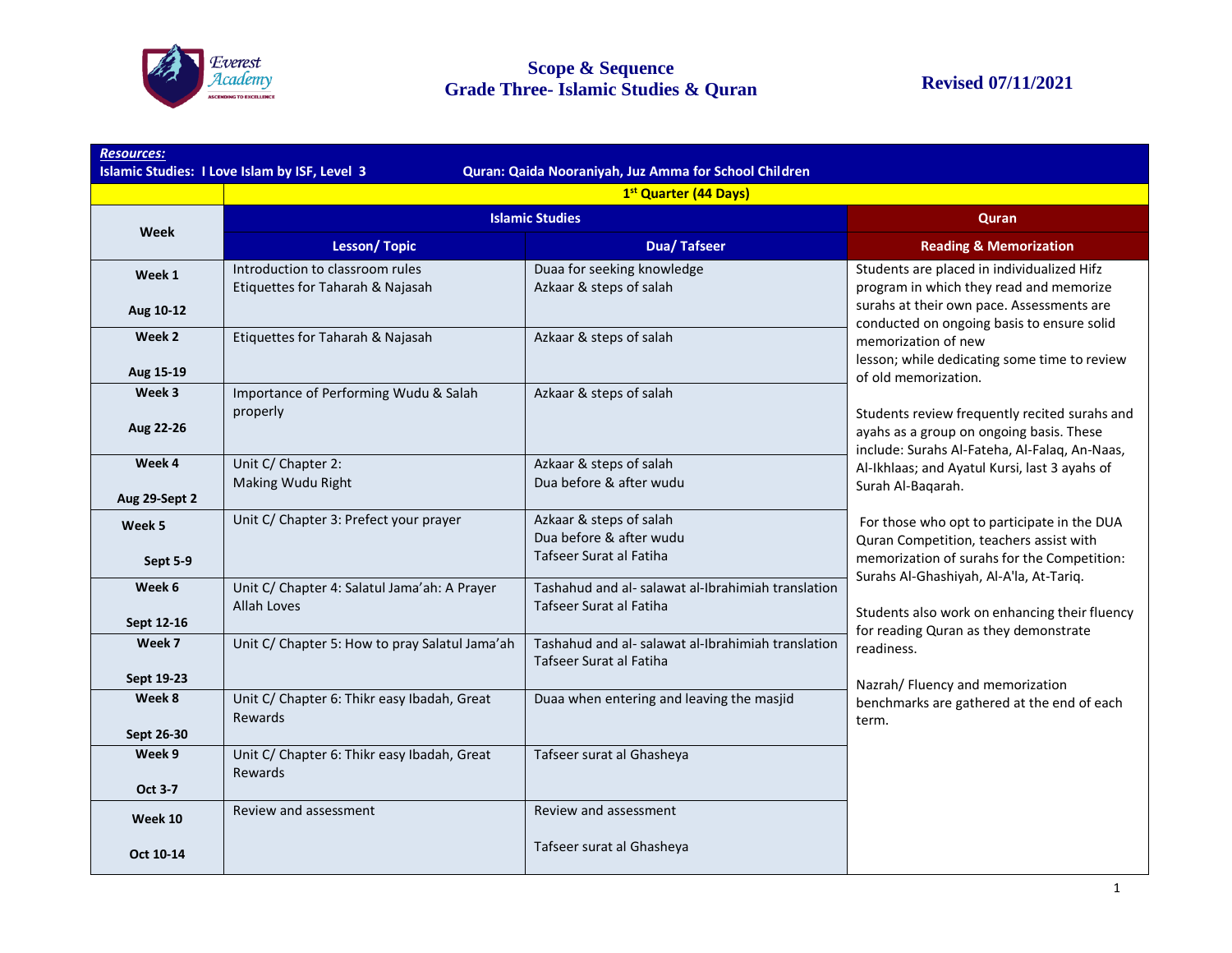# Scope & Sequence
## Grade Three- Islamic Studies & Quran

**Revised 07/11/2021**

| ***Resources:*** **Islamic Studies: I Love Islam by ISF, Level 3** | | **Quran: Qaida Nooraniyah, Juz Amma for School Children** | |
|---|---|---|---|
| | **1st Quarter (44 Days)** | | |
| **Week** | **Islamic Studies** | | **Quran** |
| | **Lesson/ Topic** | **Dua/ Tafseer** | **Reading & Memorization** |
| **Week 1** **Aug 10-12** | Introduction to classroom rules Etiquettes for Taharah & Najasah | Duaa for seeking knowledge Azkaar & steps of salah | Students are placed in individualized Hifz program in which they read and memorize surahs at their own pace. Assessments are conducted on ongoing basis to ensure solid memorization of new lesson; while dedicating some time to review of old memorization. Students review frequently recited surahs and ayahs as a group on ongoing basis. These include: Surahs Al-Fateha, Al-Falaq, An-Naas, Al-Ikhlaas; and Ayatul Kursi, last 3 ayahs of Surah Al-Baqarah. For those who opt to participate in the DUA Quran Competition, teachers assist with memorization of surahs for the Competition: Surahs Al-Ghashiyah, Al-A'la, At-Tariq. Students also work on enhancing their fluency for reading Quran as they demonstrate readiness. Nazrah/ Fluency and memorization benchmarks are gathered at the end of each term. |
| **Week 2** **Aug 15-19** | Etiquettes for Taharah & Najasah | Azkaar & steps of salah | |
| **Week 3** **Aug 22-26** | Importance of Performing Wudu & Salah properly | Azkaar & steps of salah | |
| **Week 4** **Aug 29-Sept 2** | Unit C/ Chapter 2: Making Wudu Right | Azkaar & steps of salah Dua before & after wudu | |
| **Week 5** **Sept 5-9** | Unit C/ Chapter 3: Prefect your prayer | Azkaar & steps of salah Dua before & after wudu Tafseer Surat al Fatiha | |
| **Week 6** **Sept 12-16** | Unit C/ Chapter 4: Salatul Jama'ah: A Prayer Allah Loves | Tashahud and al- salawat al-Ibrahimiah translation Tafseer Surat al Fatiha | |
| **Week 7** **Sept 19-23** | Unit C/ Chapter 5: How to pray Salatul Jama'ah | Tashahud and al- salawat al-Ibrahimiah translation Tafseer Surat al Fatiha | |
| **Week 8** **Sept 26-30** | Unit C/ Chapter 6: Thikr easy Ibadah, Great Rewards | Duaa when entering and leaving the masjid | |
| **Week 9** **Oct 3-7** | Unit C/ Chapter 6: Thikr easy Ibadah, Great Rewards | Tafseer surat al Ghasheya | |
| **Week 10** **Oct 10-14** | Review and assessment | Review and assessment Tafseer surat al Ghasheya | |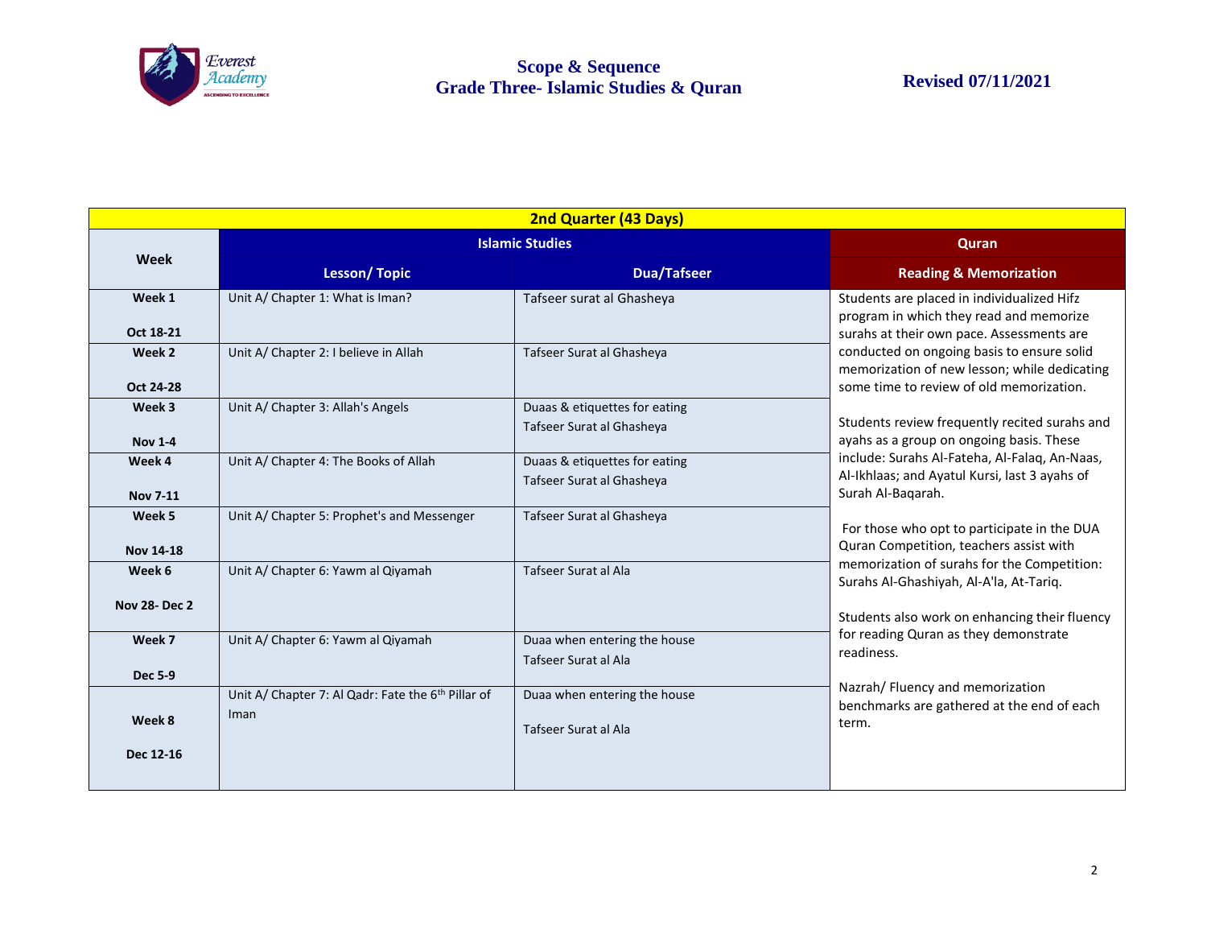# Scope & Sequence
## Grade Three- Islamic Studies & Quran

**Revised 07/11/2021**

| 2nd Quarter (43 Days) | | | |
|---|---|---|---|
| Week | Islamic Studies | | Quran |
| | Lesson/ Topic | Dua/Tafseer | Reading & Memorization |
| Week 1<br>Oct 18-21 | Unit A/ Chapter 1: What is Iman? | Tafseer surat al Ghasheya | Students are placed in individualized Hifz program in which they read and memorize surahs at their own pace. Assessments are conducted on ongoing basis to ensure solid memorization of new lesson; while dedicating some time to review of old memorization.<br><br>Students review frequently recited surahs and ayahs as a group on ongoing basis. These include: Surahs Al-Fateha, Al-Falaq, An-Naas, Al-Ikhlaas; and Ayatul Kursi, last 3 ayahs of Surah Al-Baqarah.<br><br>For those who opt to participate in the DUA Quran Competition, teachers assist with memorization of surahs for the Competition: Surahs Al-Ghashiyah, Al-A'la, At-Tariq.<br><br>Students also work on enhancing their fluency for reading Quran as they demonstrate readiness.<br><br>Nazrah/ Fluency and memorization benchmarks are gathered at the end of each term. |
| Week 2<br>Oct 24-28 | Unit A/ Chapter 2: I believe in Allah | Tafseer Surat al Ghasheya | |
| Week 3<br>Nov 1-4 | Unit A/ Chapter 3: Allah's Angels | Duaas & etiquettes for eating<br>Tafseer Surat al Ghasheya | |
| Week 4<br>Nov 7-11 | Unit A/ Chapter 4: The Books of Allah | Duaas & etiquettes for eating<br>Tafseer Surat al Ghasheya | |
| Week 5<br>Nov 14-18 | Unit A/ Chapter 5: Prophet's and Messenger | Tafseer Surat al Ghasheya | |
| Week 6<br>Nov 28- Dec 2 | Unit A/ Chapter 6: Yawm al Qiyamah | Tafseer Surat al Ala | |
| Week 7<br>Dec 5-9 | Unit A/ Chapter 6: Yawm al Qiyamah | Duaa when entering the house<br>Tafseer Surat al Ala | |
| Week 8<br>Dec 12-16 | Unit A/ Chapter 7: Al Qadr: Fate the 6th Pillar of Iman | Duaa when entering the house<br>Tafseer Surat al Ala | |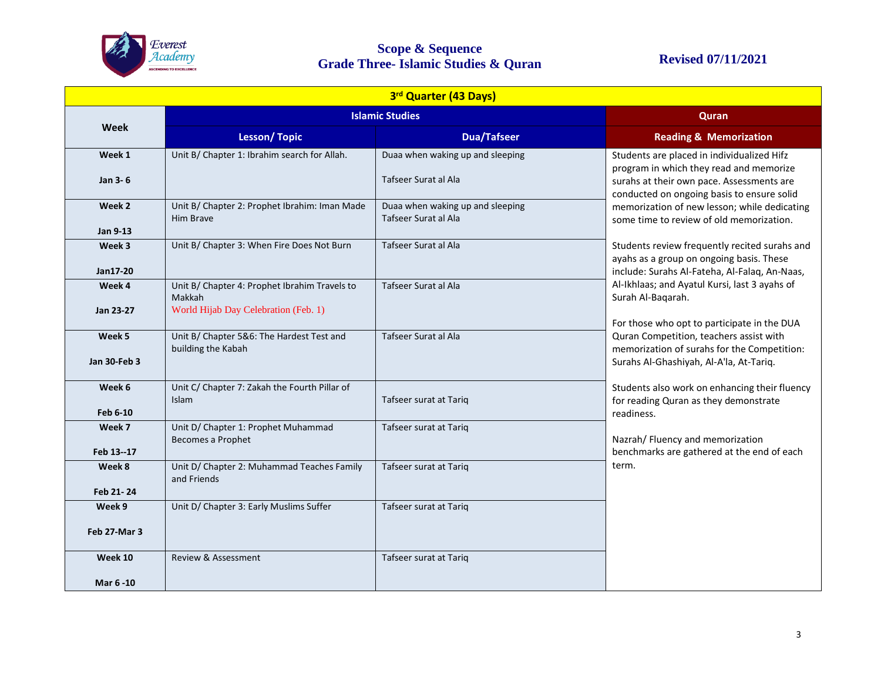# Scope & Sequence
## Grade Three- Islamic Studies & Quran

**Revised 07/11/2021**

| 3rd Quarter (43 Days) | | | |
|---|---|---|---|
| **Week** | **Islamic Studies** | | **Quran** |
| | **Lesson/ Topic** | **Dua/Tafseer** | **Reading & Memorization** |
| **Week 1**<br>**Jan 3- 6** | Unit B/ Chapter 1: Ibrahim search for Allah. | Duaa when waking up and sleeping<br>Tafseer Surat al Ala | Students are placed in individualized Hifz program in which they read and memorize surahs at their own pace. Assessments are conducted on ongoing basis to ensure solid memorization of new lesson; while dedicating some time to review of old memorization.<br><br>Students review frequently recited surahs and ayahs as a group on ongoing basis. These include: Surahs Al-Fateha, Al-Falaq, An-Naas, Al-Ikhlaas; and Ayatul Kursi, last 3 ayahs of Surah Al-Baqarah.<br><br>For those who opt to participate in the DUA Quran Competition, teachers assist with memorization of surahs for the Competition: Surahs Al-Ghashiyah, Al-A'la, At-Tariq.<br><br>Students also work on enhancing their fluency for reading Quran as they demonstrate readiness.<br><br>Nazrah/ Fluency and memorization benchmarks are gathered at the end of each term. |
| **Week 2**<br>**Jan 9-13** | Unit B/ Chapter 2: Prophet Ibrahim: Iman Made Him Brave | Duaa when waking up and sleeping<br>Tafseer Surat al Ala | |
| **Week 3**<br>**Jan17-20** | Unit B/ Chapter 3: When Fire Does Not Burn | Tafseer Surat al Ala | |
| **Week 4**<br>**Jan 23-27** | Unit B/ Chapter 4: Prophet Ibrahim Travels to Makkah<br>World Hijab Day Celebration (Feb. 1) | Tafseer Surat al Ala | |
| **Week 5**<br>**Jan 30-Feb 3** | Unit B/ Chapter 5&6: The Hardest Test and building the Kabah | Tafseer Surat al Ala | |
| **Week 6**<br>**Feb 6-10** | Unit C/ Chapter 7: Zakah the Fourth Pillar of Islam | Tafseer surat at Tariq | |
| **Week 7**<br>**Feb 13--17** | Unit D/ Chapter 1: Prophet Muhammad Becomes a Prophet | Tafseer surat at Tariq | |
| **Week 8**<br>**Feb 21- 24** | Unit D/ Chapter 2: Muhammad Teaches Family and Friends | Tafseer surat at Tariq | |
| **Week 9**<br>**Feb 27-Mar 3** | Unit D/ Chapter 3: Early Muslims Suffer | Tafseer surat at Tariq | |
| **Week 10**<br>**Mar 6 -10** | Review & Assessment | Tafseer surat at Tariq | |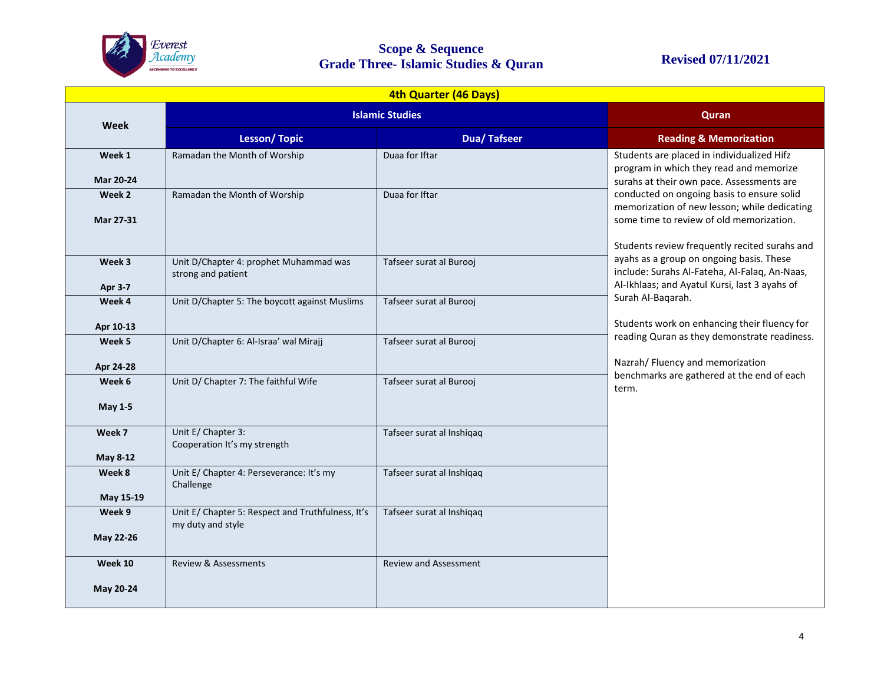# Scope & Sequence
## Grade Three- Islamic Studies & Quran

**Revised 07/11/2021**

| 4th Quarter (46 Days) | | | |
|---|---|---|---|
| **Week** | **Islamic Studies** | | **Quran** |
| | **Lesson/ Topic** | **Dua/ Tafseer** | **Reading & Memorization** |
| **Week 1**<br><br>**Mar 20-24** | Ramadan the Month of Worship | Duaa for Iftar | Students are placed in individualized Hifz program in which they read and memorize surahs at their own pace. Assessments are conducted on ongoing basis to ensure solid memorization of new lesson; while dedicating some time to review of old memorization.<br><br>Students review frequently recited surahs and ayahs as a group on ongoing basis. These include: Surahs Al-Fateha, Al-Falaq, An-Naas, Al-Ikhlaas; and Ayatul Kursi, last 3 ayahs of Surah Al-Baqarah.<br><br>Students work on enhancing their fluency for reading Quran as they demonstrate readiness.<br><br>Nazrah/ Fluency and memorization benchmarks are gathered at the end of each term. |
| **Week 2**<br><br>**Mar 27-31** | Ramadan the Month of Worship | Duaa for Iftar | |
| **Week 3**<br><br>**Apr 3-7** | Unit D/Chapter 4: prophet Muhammad was strong and patient | Tafseer surat al Burooj | |
| **Week 4**<br><br>**Apr 10-13** | Unit D/Chapter 5: The boycott against Muslims | Tafseer surat al Burooj | |
| **Week 5**<br><br>**Apr 24-28** | Unit D/Chapter 6: Al-Israa' wal Mirajj | Tafseer surat al Burooj | |
| **Week 6**<br><br>**May 1-5** | Unit D/ Chapter 7: The faithful Wife | Tafseer surat al Burooj | |
| **Week 7**<br><br>**May 8-12** | Unit E/ Chapter 3:<br>Cooperation It's my strength | Tafseer surat al Inshiqaq | |
| **Week 8**<br><br>**May 15-19** | Unit E/ Chapter 4: Perseverance: It's my Challenge | Tafseer surat al Inshiqaq | |
| **Week 9**<br><br>**May 22-26** | Unit E/ Chapter 5: Respect and Truthfulness, It's my duty and style | Tafseer surat al Inshiqaq | |
| **Week 10**<br><br>**May 20-24** | Review & Assessments | Review and Assessment | |